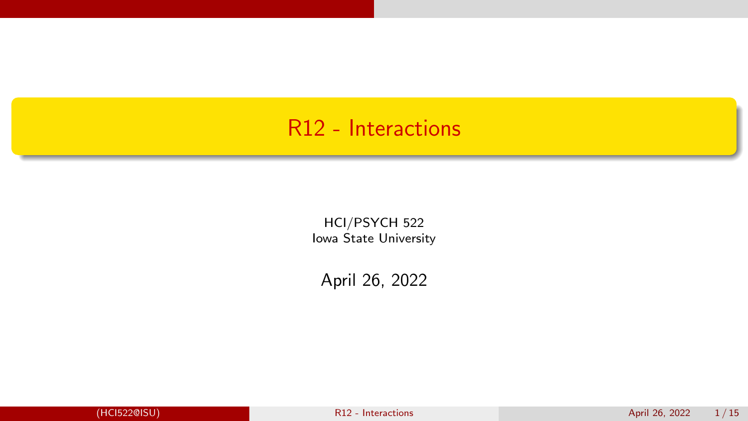# R12 - Interactions

HCI/PSYCH 522
Iowa State University

April 26, 2022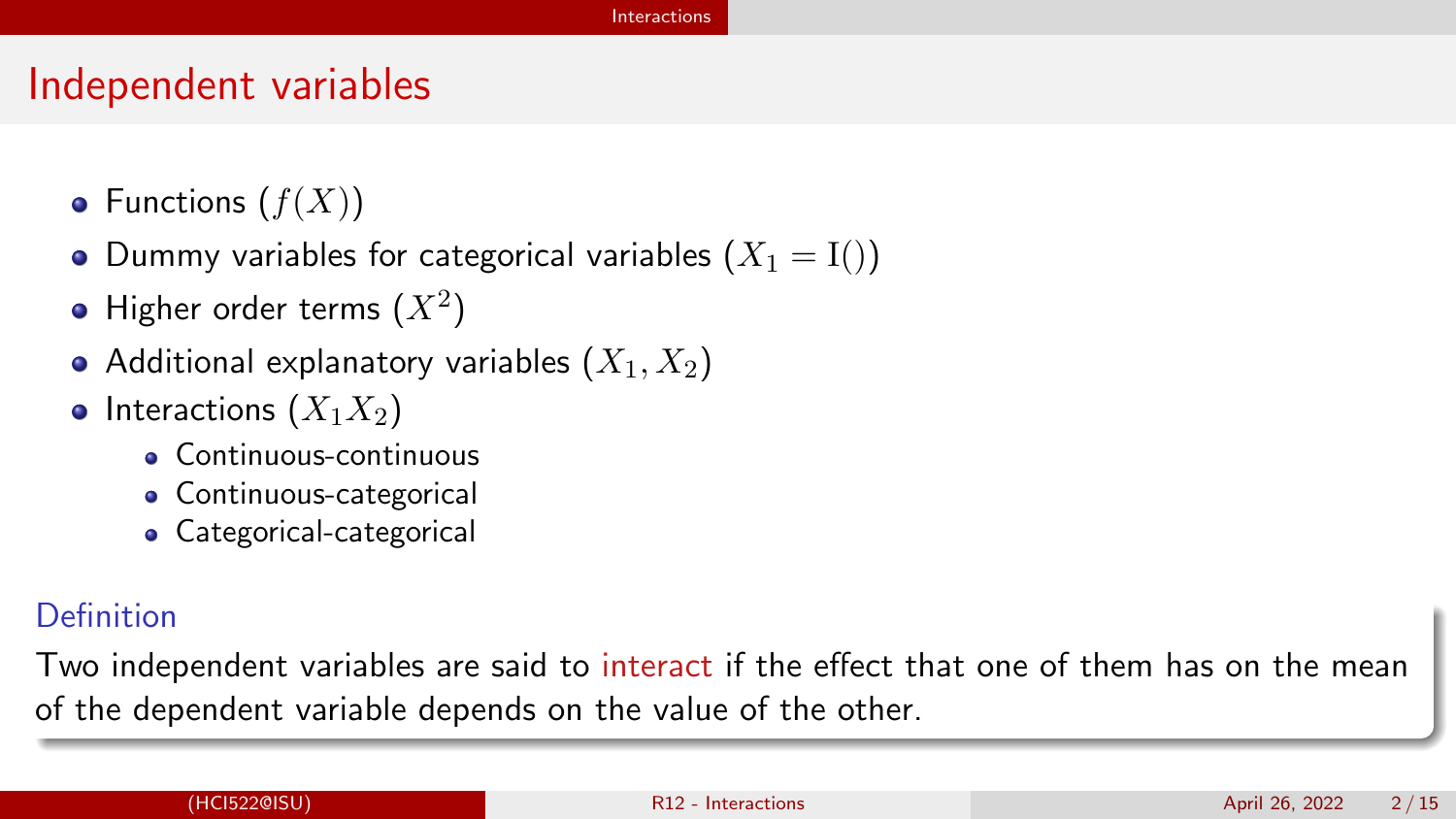# Independent variables

- Functions ($f(X)$)
- Dummy variables for categorical variables ($X_1 = \mathrm{I}()$)
- Higher order terms ($X^2$)
- Additional explanatory variables ($X_1, X_2$)
- Interactions ($X_1 X_2$)
  - Continuous-continuous
  - Continuous-categorical
  - Categorical-categorical

**Definition**

Two independent variables are said to interact if the effect that one of them has on the mean of the dependent variable depends on the value of the other.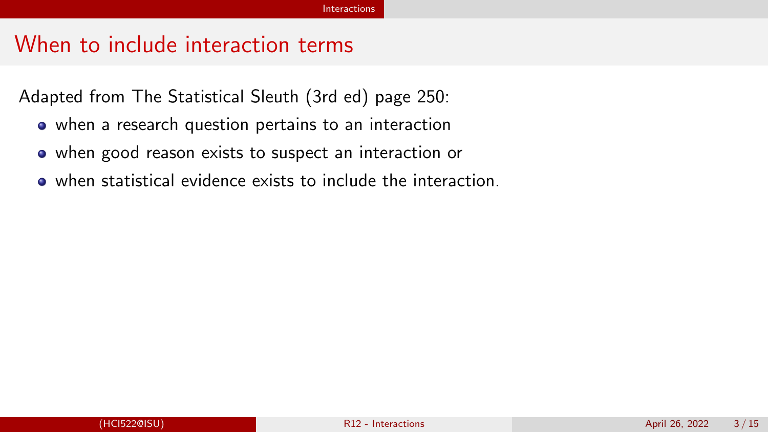## When to include interaction terms

Adapted from The Statistical Sleuth (3rd ed) page 250:

- when a research question pertains to an interaction
- when good reason exists to suspect an interaction or
- when statistical evidence exists to include the interaction.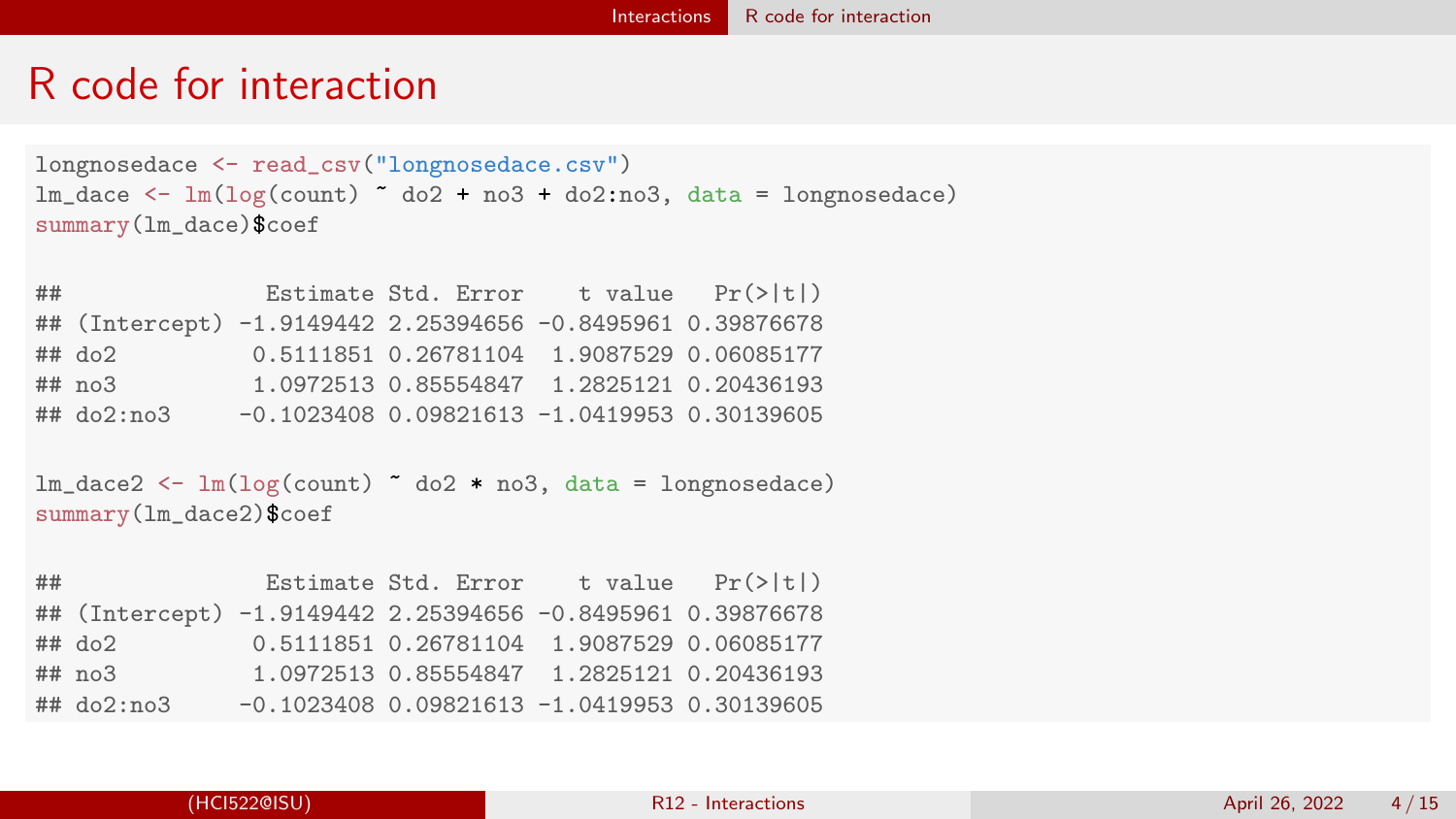# R code for interaction

```
longnosedace <- read_csv("longnosedace.csv")
lm_dace <- lm(log(count) ~ do2 + no3 + do2:no3, data = longnosedace)
summary(lm_dace)$coef

##               Estimate Std. Error    t value   Pr(>|t|)
## (Intercept) -1.9149442 2.25394656 -0.8495961 0.39876678
## do2          0.5111851 0.26781104  1.9087529 0.06085177
## no3          1.0972513 0.85554847  1.2825121 0.20436193
## do2:no3     -0.1023408 0.09821613 -1.0419953 0.30139605

lm_dace2 <- lm(log(count) ~ do2 * no3, data = longnosedace)
summary(lm_dace2)$coef

##               Estimate Std. Error    t value   Pr(>|t|)
## (Intercept) -1.9149442 2.25394656 -0.8495961 0.39876678
## do2          0.5111851 0.26781104  1.9087529 0.06085177
## no3          1.0972513 0.85554847  1.2825121 0.20436193
## do2:no3     -0.1023408 0.09821613 -1.0419953 0.30139605
```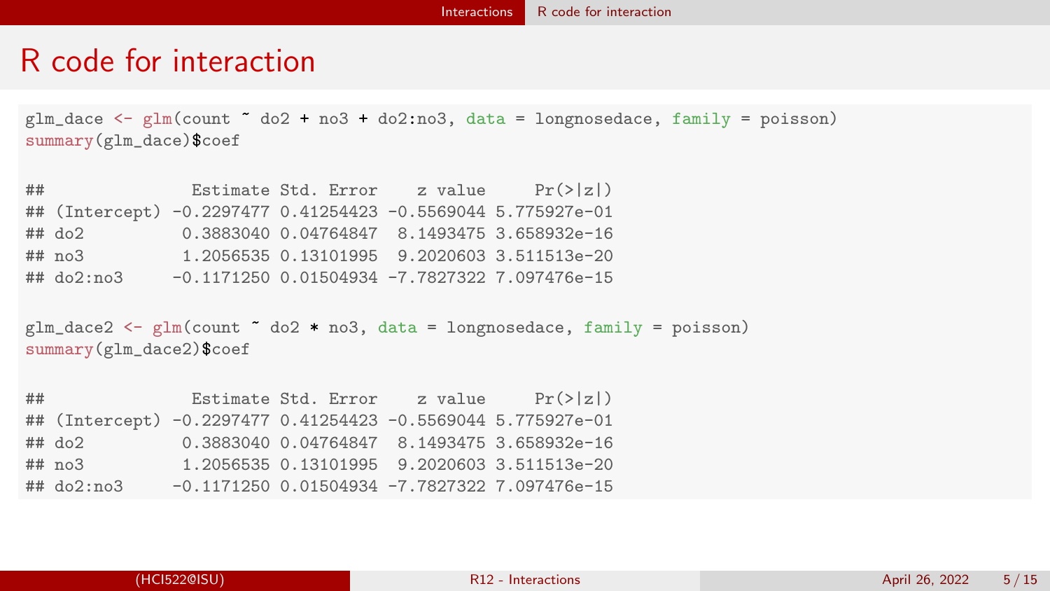# R code for interaction

```
glm_dace <- glm(count ~ do2 + no3 + do2:no3, data = longnosedace, family = poisson)
summary(glm_dace)$coef

##               Estimate Std. Error    z value     Pr(>|z|)
## (Intercept) -0.2297477 0.41254423 -0.5569044 5.775927e-01
## do2          0.3883040 0.04764847  8.1493475 3.658932e-16
## no3          1.2056535 0.13101995  9.2020603 3.511513e-20
## do2:no3     -0.1171250 0.01504934 -7.7827322 7.097476e-15

glm_dace2 <- glm(count ~ do2 * no3, data = longnosedace, family = poisson)
summary(glm_dace2)$coef

##               Estimate Std. Error    z value     Pr(>|z|)
## (Intercept) -0.2297477 0.41254423 -0.5569044 5.775927e-01
## do2          0.3883040 0.04764847  8.1493475 3.658932e-16
## no3          1.2056535 0.13101995  9.2020603 3.511513e-20
## do2:no3     -0.1171250 0.01504934 -7.7827322 7.097476e-15
```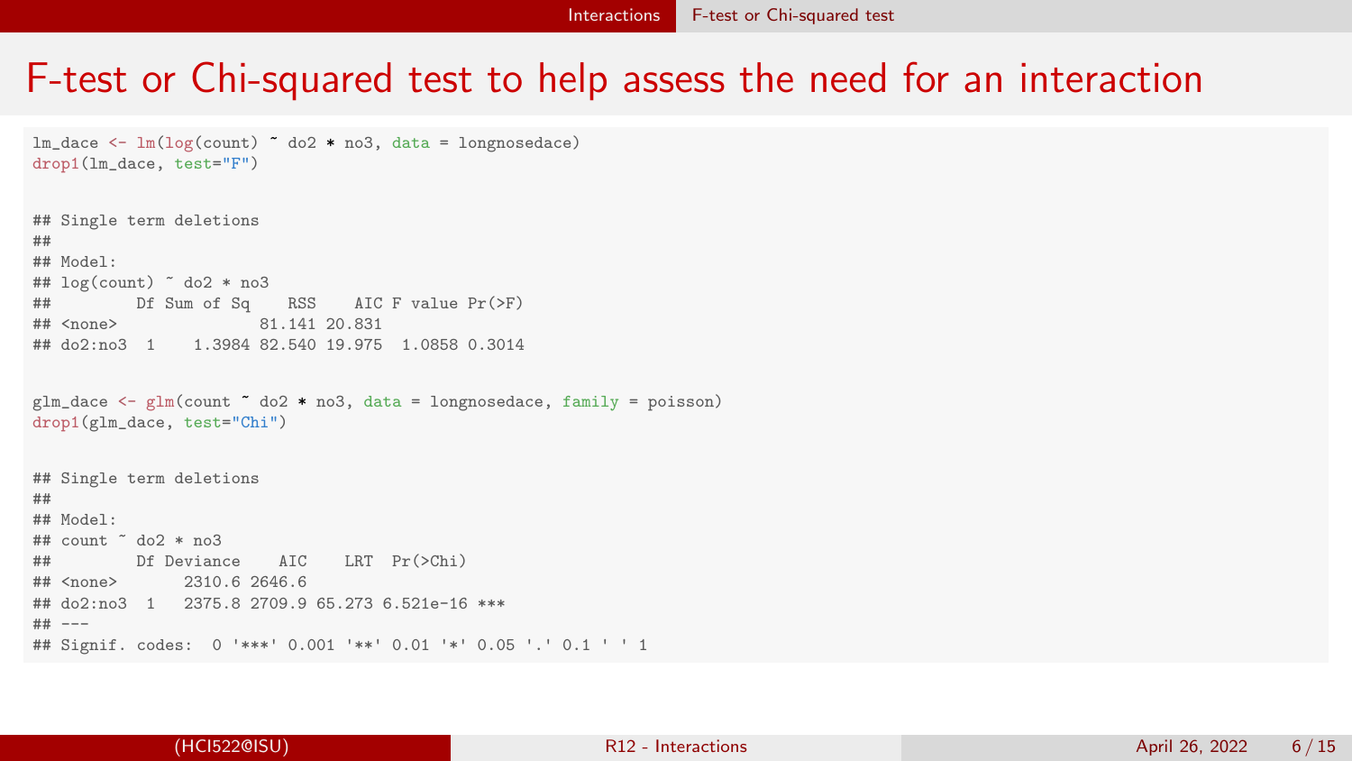# F-test or Chi-squared test to help assess the need for an interaction

```
lm_dace <- lm(log(count) ~ do2 * no3, data = longnosedace)
drop1(lm_dace, test="F")
```

```
## Single term deletions
##
## Model:
## log(count) ~ do2 * no3
##         Df Sum of Sq    RSS    AIC F value Pr(>F)
## <none>               81.141 20.831
## do2:no3  1    1.3984 82.540 19.975  1.0858 0.3014
```

```
glm_dace <- glm(count ~ do2 * no3, data = longnosedace, family = poisson)
drop1(glm_dace, test="Chi")
```

```
## Single term deletions
##
## Model:
## count ~ do2 * no3
##         Df Deviance    AIC    LRT  Pr(>Chi)
## <none>       2310.6 2646.6
## do2:no3  1   2375.8 2709.9 65.273 6.521e-16 ***
## ---
## Signif. codes:  0 '***' 0.001 '**' 0.01 '*' 0.05 '.' 0.1 ' ' 1
```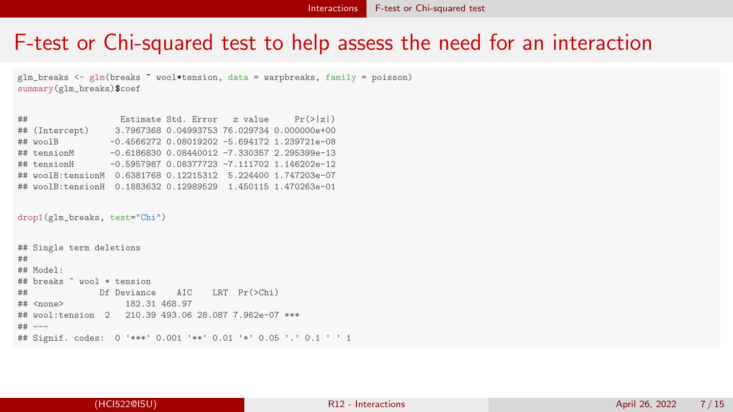# F-test or Chi-squared test to help assess the need for an interaction

```
glm_breaks <- glm(breaks ~ wool*tension, data = warpbreaks, family = poisson)
summary(glm_breaks)$coef
```

```
##                  Estimate Std. Error   z value     Pr(>|z|)
## (Intercept)     3.7967368 0.04993753 76.029734 0.000000e+00
## woolB          -0.4566272 0.08019202 -5.694172 1.239721e-08
## tensionM       -0.6186830 0.08440012 -7.330357 2.295399e-13
## tensionH       -0.5957987 0.08377723 -7.111702 1.146202e-12
## woolB:tensionM  0.6381768 0.12215312  5.224400 1.747203e-07
## woolB:tensionH  0.1883632 0.12989529  1.450115 1.470263e-01
```

```
drop1(glm_breaks, test="Chi")
```

```
## Single term deletions
##
## Model:
## breaks ~ wool * tension
##              Df Deviance    AIC    LRT  Pr(>Chi)
## <none>            182.31 468.97
## wool:tension  2   210.39 493.06 28.087 7.962e-07 ***
## ---
## Signif. codes:  0 '***' 0.001 '**' 0.01 '*' 0.05 '.' 0.1 ' ' 1
```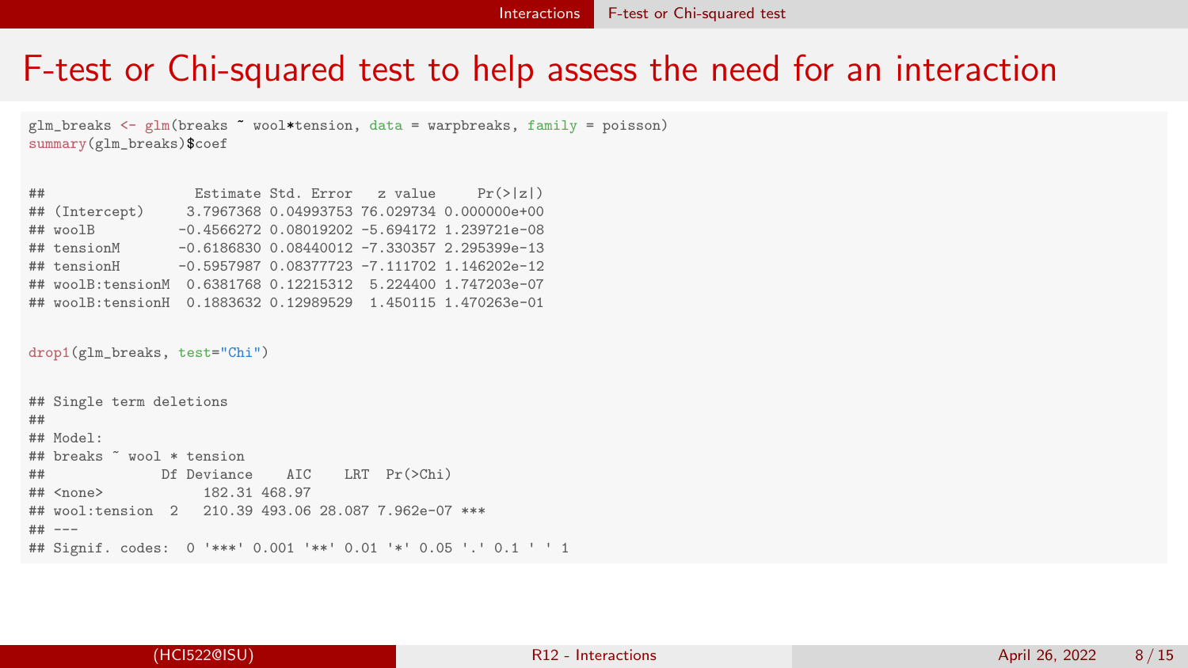# F-test or Chi-squared test to help assess the need for an interaction

```
glm_breaks <- glm(breaks ~ wool*tension, data = warpbreaks, family = poisson)
summary(glm_breaks)$coef
```

```
##                   Estimate Std. Error   z value     Pr(>|z|)
## (Intercept)      3.7967368 0.04993753 76.029734 0.000000e+00
## woolB           -0.4566272 0.08019202 -5.694172 1.239721e-08
## tensionM        -0.6186830 0.08440012 -7.330357 2.295399e-13
## tensionH        -0.5957987 0.08377723 -7.111702 1.146202e-12
## woolB:tensionM   0.6381768 0.12215312  5.224400 1.747203e-07
## woolB:tensionH   0.1883632 0.12989529  1.450115 1.470263e-01
```

```
drop1(glm_breaks, test="Chi")
```

```
## Single term deletions
##
## Model:
## breaks ~ wool * tension
##              Df Deviance    AIC    LRT  Pr(>Chi)
## <none>           182.31 468.97
## wool:tension  2   210.39 493.06 28.087 7.962e-07 ***
## ---
## Signif. codes:  0 '***' 0.001 '**' 0.01 '*' 0.05 '.' 0.1 ' ' 1
```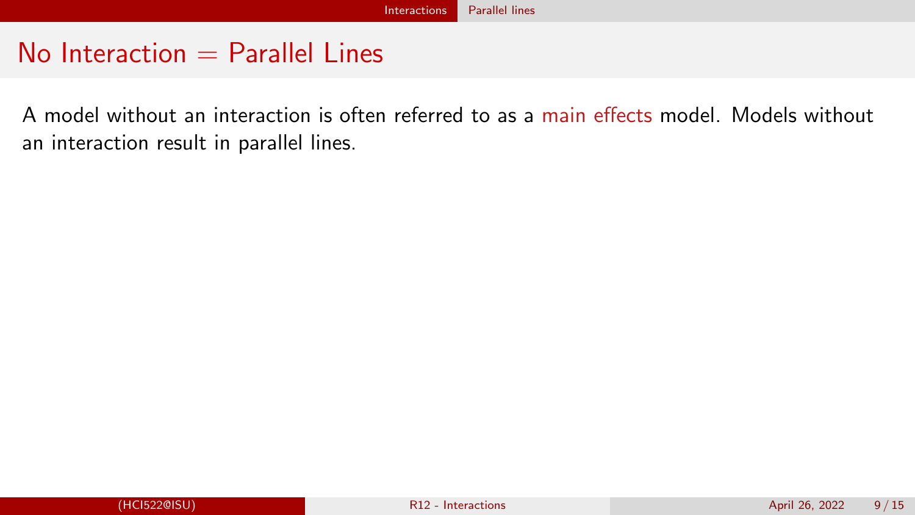# No Interaction = Parallel Lines

A model without an interaction is often referred to as a main effects model. Models without an interaction result in parallel lines.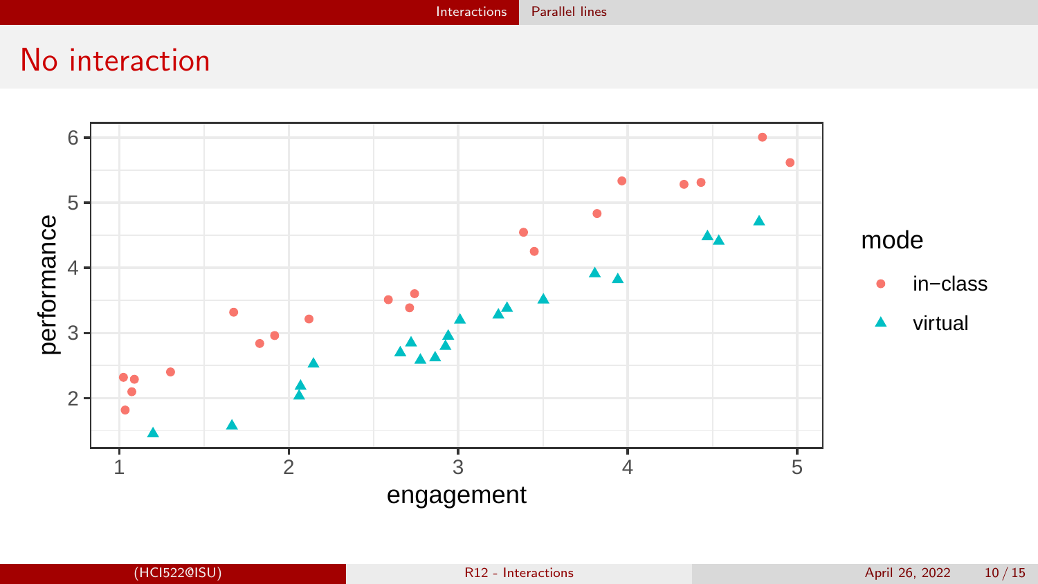# No interaction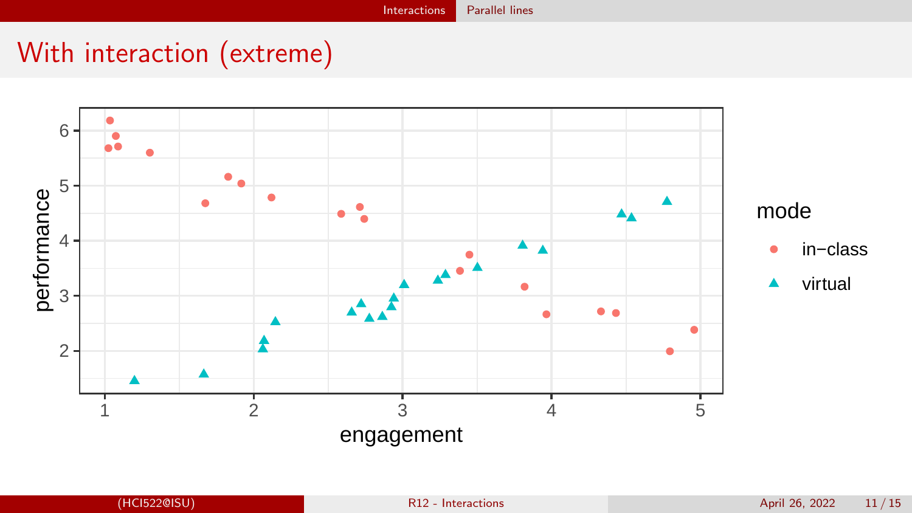# With interaction (extreme)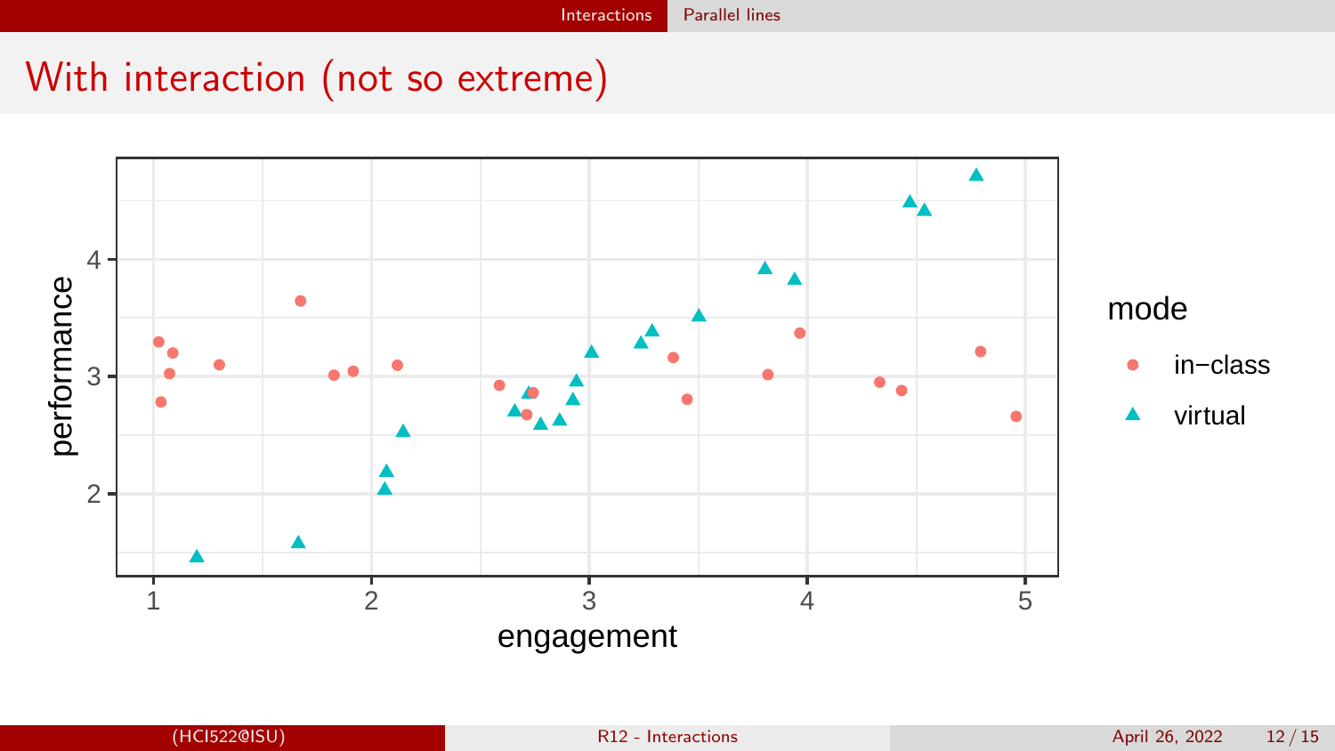# With interaction (not so extreme)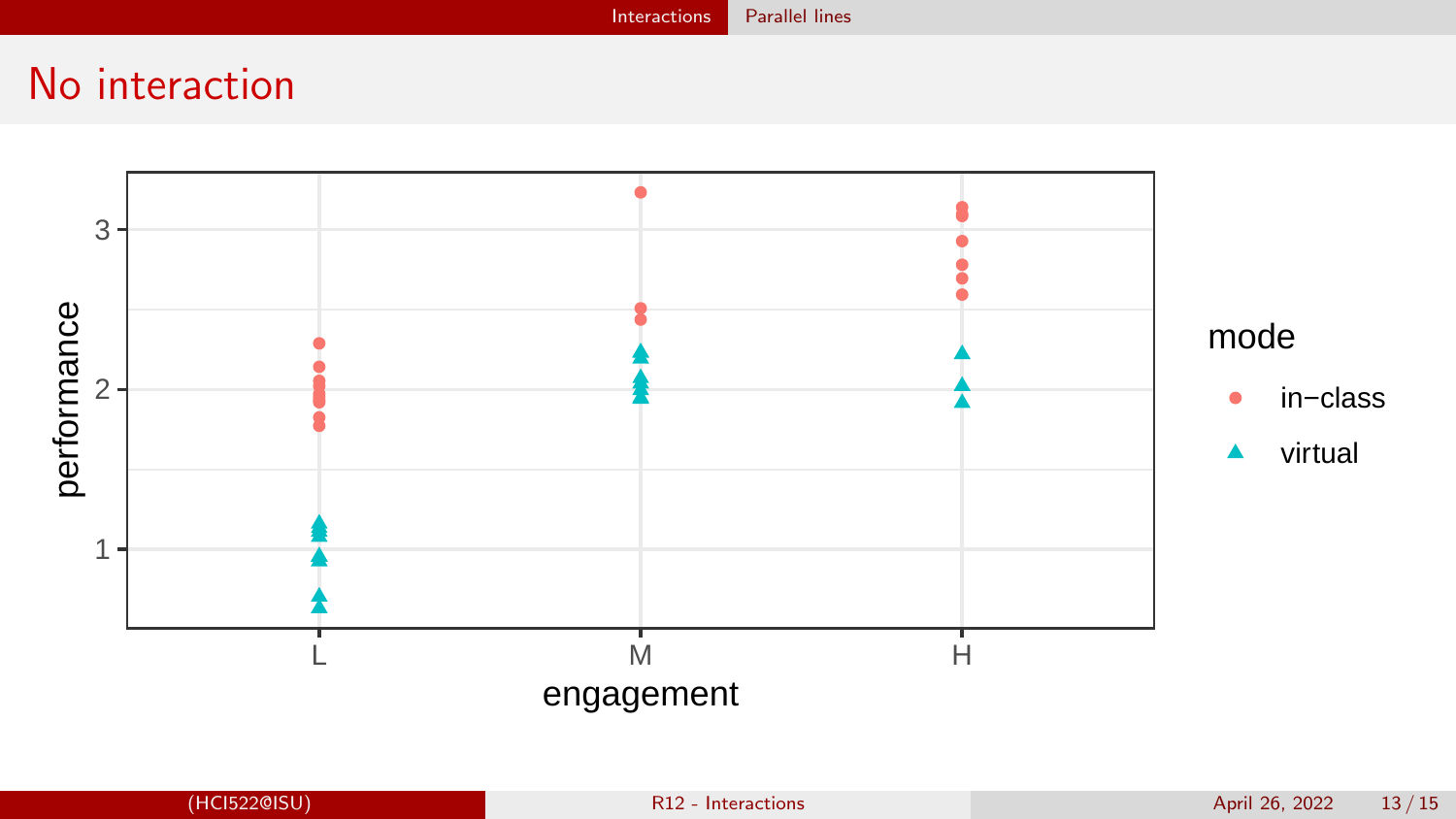# No interaction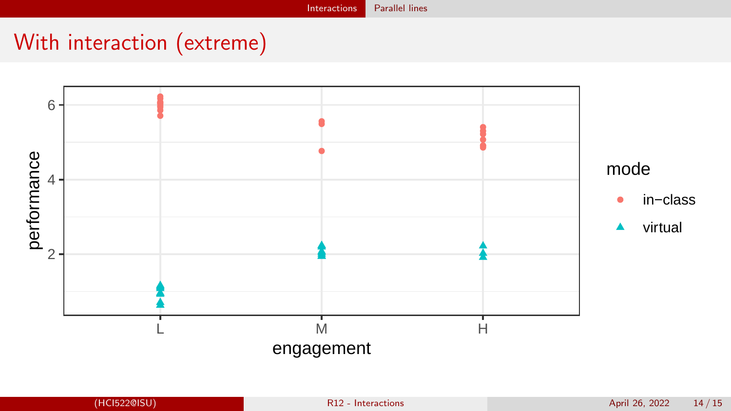# With interaction (extreme)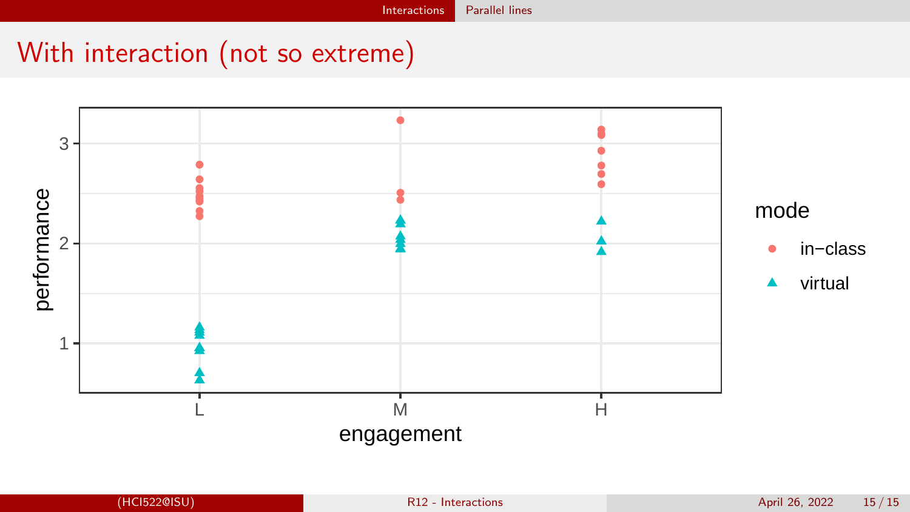# With interaction (not so extreme)

performance

3

2

1

L

M

H

engagement

mode

in−class

virtual